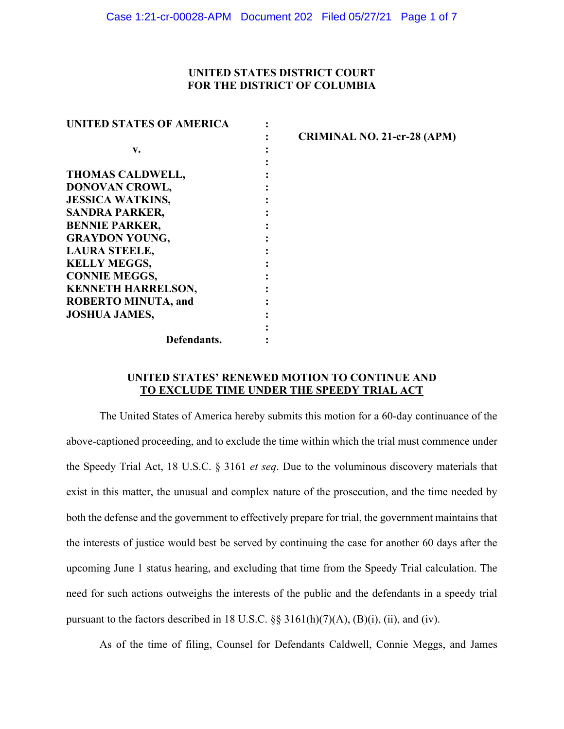**UNITED STATES DISTRICT COURT**
**FOR THE DISTRICT OF COLUMBIA**

| | | |
|---|---|---|
| **UNITED STATES OF AMERICA** | : | |
| | : | **CRIMINAL NO. 21-cr-28 (APM)** |
| **v.** | : | |
| | : | |
| **THOMAS CALDWELL,** | : | |
| **DONOVAN CROWL,** | : | |
| **JESSICA WATKINS,** | : | |
| **SANDRA PARKER,** | : | |
| **BENNIE PARKER,** | : | |
| **GRAYDON YOUNG,** | : | |
| **LAURA STEELE,** | : | |
| **KELLY MEGGS,** | : | |
| **CONNIE MEGGS,** | : | |
| **KENNETH HARRELSON,** | : | |
| **ROBERTO MINUTA, and** | : | |
| **JOSHUA JAMES,** | : | |
| | : | |
| **Defendants.** | : | |

**UNITED STATES' RENEWED MOTION TO CONTINUE AND TO EXCLUDE TIME UNDER THE SPEEDY TRIAL ACT**

The United States of America hereby submits this motion for a 60-day continuance of the above-captioned proceeding, and to exclude the time within which the trial must commence under the Speedy Trial Act, 18 U.S.C. § 3161 *et seq*. Due to the voluminous discovery materials that exist in this matter, the unusual and complex nature of the prosecution, and the time needed by both the defense and the government to effectively prepare for trial, the government maintains that the interests of justice would best be served by continuing the case for another 60 days after the upcoming June 1 status hearing, and excluding that time from the Speedy Trial calculation. The need for such actions outweighs the interests of the public and the defendants in a speedy trial pursuant to the factors described in 18 U.S.C. §§ 3161(h)(7)(A), (B)(i), (ii), and (iv).

As of the time of filing, Counsel for Defendants Caldwell, Connie Meggs, and James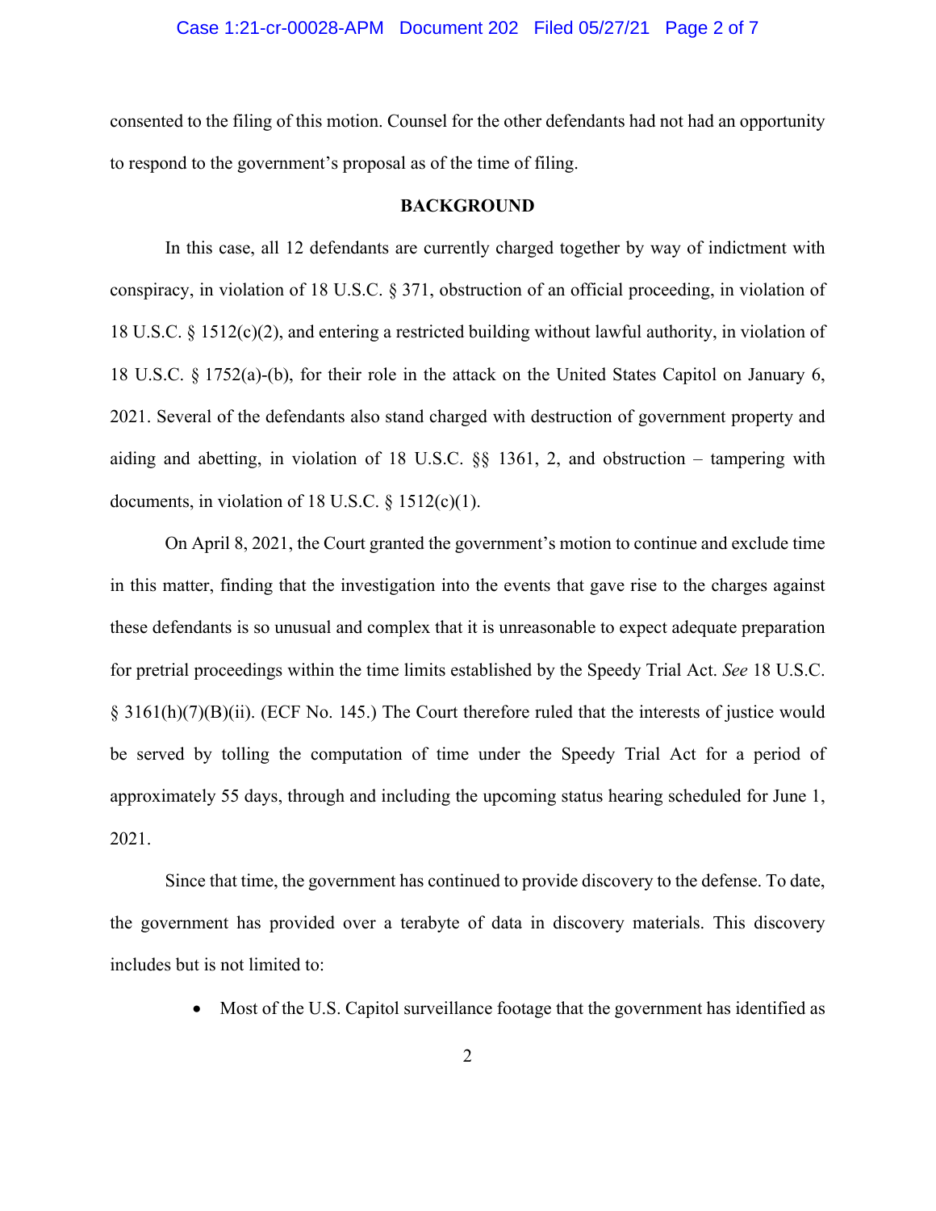consented to the filing of this motion. Counsel for the other defendants had not had an opportunity to respond to the government's proposal as of the time of filing.

## BACKGROUND

In this case, all 12 defendants are currently charged together by way of indictment with conspiracy, in violation of 18 U.S.C. § 371, obstruction of an official proceeding, in violation of 18 U.S.C. § 1512(c)(2), and entering a restricted building without lawful authority, in violation of 18 U.S.C. § 1752(a)-(b), for their role in the attack on the United States Capitol on January 6, 2021. Several of the defendants also stand charged with destruction of government property and aiding and abetting, in violation of 18 U.S.C. §§ 1361, 2, and obstruction – tampering with documents, in violation of 18 U.S.C. § 1512(c)(1).

On April 8, 2021, the Court granted the government's motion to continue and exclude time in this matter, finding that the investigation into the events that gave rise to the charges against these defendants is so unusual and complex that it is unreasonable to expect adequate preparation for pretrial proceedings within the time limits established by the Speedy Trial Act. *See* 18 U.S.C. § 3161(h)(7)(B)(ii). (ECF No. 145.) The Court therefore ruled that the interests of justice would be served by tolling the computation of time under the Speedy Trial Act for a period of approximately 55 days, through and including the upcoming status hearing scheduled for June 1, 2021.

Since that time, the government has continued to provide discovery to the defense. To date, the government has provided over a terabyte of data in discovery materials. This discovery includes but is not limited to:

- Most of the U.S. Capitol surveillance footage that the government has identified as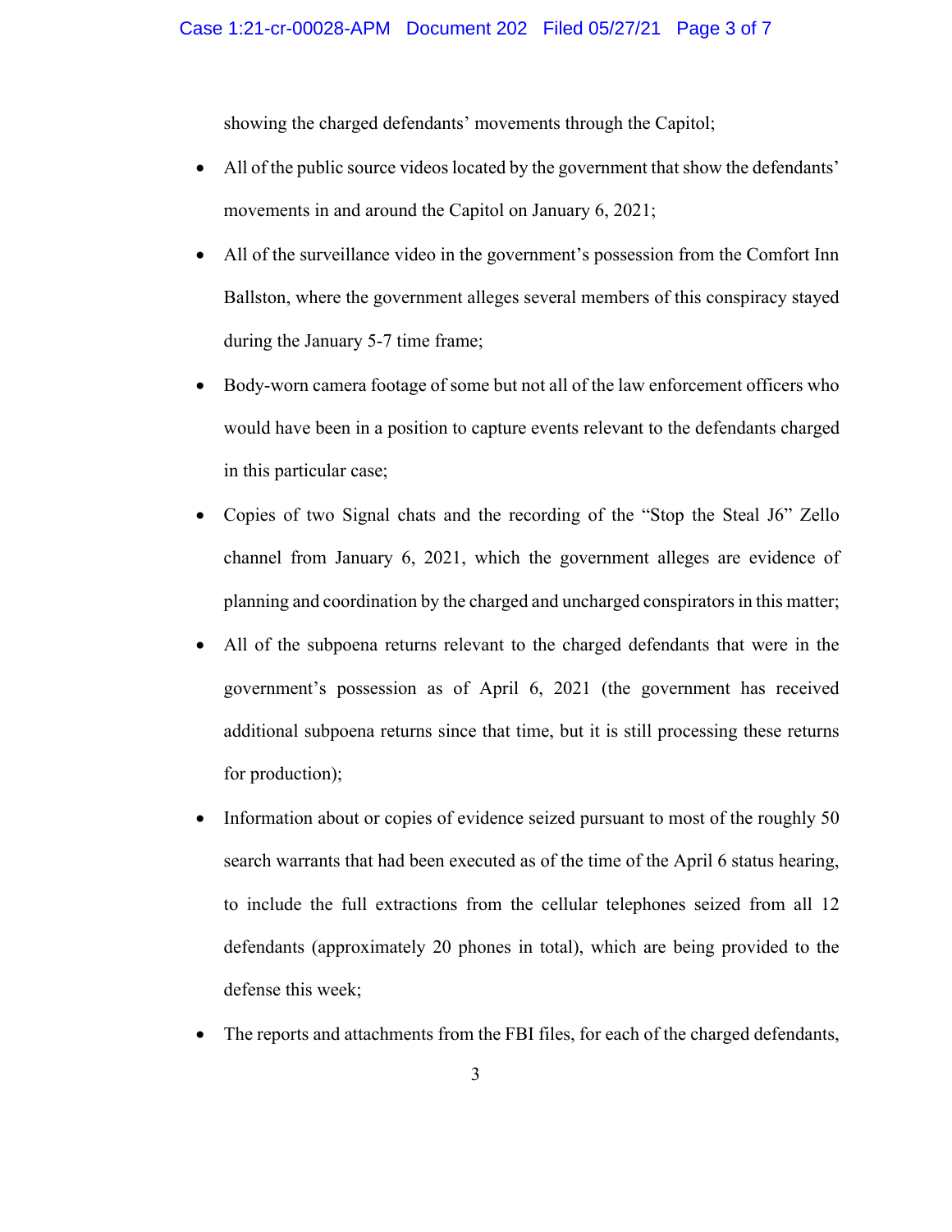showing the charged defendants' movements through the Capitol;

- All of the public source videos located by the government that show the defendants' movements in and around the Capitol on January 6, 2021;
- All of the surveillance video in the government's possession from the Comfort Inn Ballston, where the government alleges several members of this conspiracy stayed during the January 5-7 time frame;
- Body-worn camera footage of some but not all of the law enforcement officers who would have been in a position to capture events relevant to the defendants charged in this particular case;
- Copies of two Signal chats and the recording of the "Stop the Steal J6" Zello channel from January 6, 2021, which the government alleges are evidence of planning and coordination by the charged and uncharged conspirators in this matter;
- All of the subpoena returns relevant to the charged defendants that were in the government's possession as of April 6, 2021 (the government has received additional subpoena returns since that time, but it is still processing these returns for production);
- Information about or copies of evidence seized pursuant to most of the roughly 50 search warrants that had been executed as of the time of the April 6 status hearing, to include the full extractions from the cellular telephones seized from all 12 defendants (approximately 20 phones in total), which are being provided to the defense this week;
- The reports and attachments from the FBI files, for each of the charged defendants,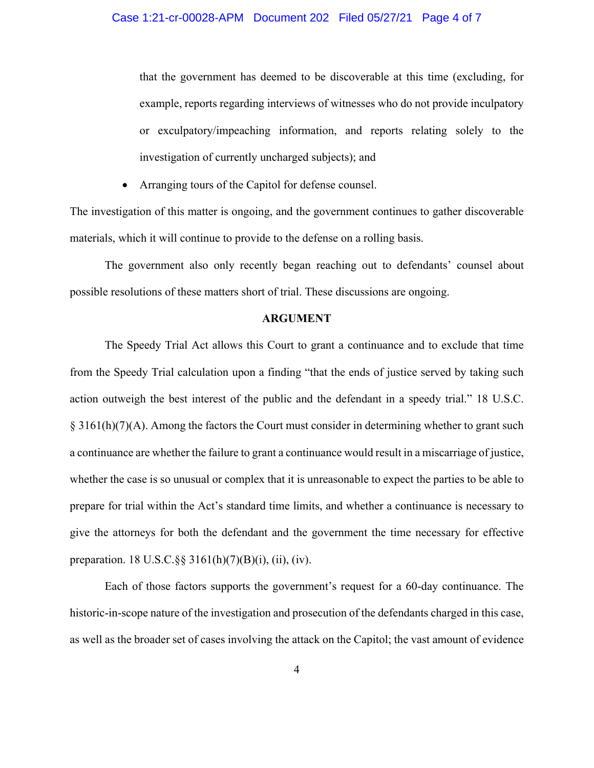that the government has deemed to be discoverable at this time (excluding, for example, reports regarding interviews of witnesses who do not provide inculpatory or exculpatory/impeaching information, and reports relating solely to the investigation of currently uncharged subjects); and

- Arranging tours of the Capitol for defense counsel.

The investigation of this matter is ongoing, and the government continues to gather discoverable materials, which it will continue to provide to the defense on a rolling basis.

The government also only recently began reaching out to defendants' counsel about possible resolutions of these matters short of trial. These discussions are ongoing.

**ARGUMENT**

The Speedy Trial Act allows this Court to grant a continuance and to exclude that time from the Speedy Trial calculation upon a finding "that the ends of justice served by taking such action outweigh the best interest of the public and the defendant in a speedy trial." 18 U.S.C. § 3161(h)(7)(A). Among the factors the Court must consider in determining whether to grant such a continuance are whether the failure to grant a continuance would result in a miscarriage of justice, whether the case is so unusual or complex that it is unreasonable to expect the parties to be able to prepare for trial within the Act's standard time limits, and whether a continuance is necessary to give the attorneys for both the defendant and the government the time necessary for effective preparation. 18 U.S.C.§§ 3161(h)(7)(B)(i), (ii), (iv).

Each of those factors supports the government's request for a 60-day continuance. The historic-in-scope nature of the investigation and prosecution of the defendants charged in this case, as well as the broader set of cases involving the attack on the Capitol; the vast amount of evidence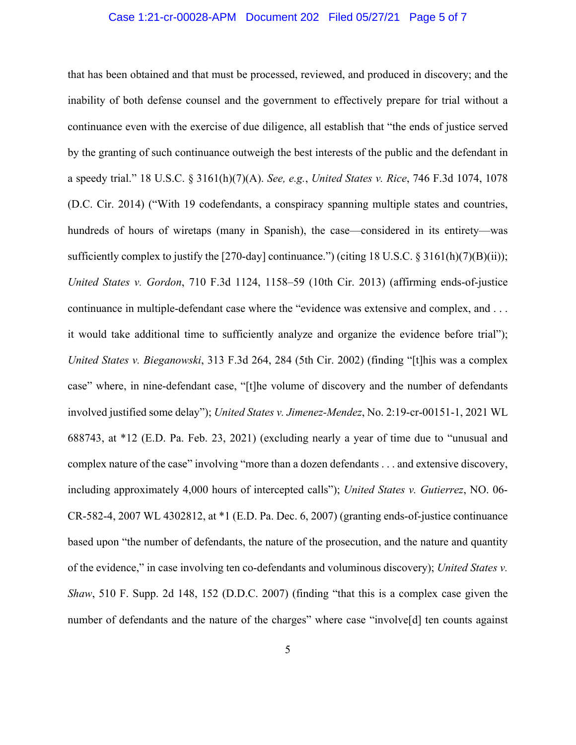that has been obtained and that must be processed, reviewed, and produced in discovery; and the inability of both defense counsel and the government to effectively prepare for trial without a continuance even with the exercise of due diligence, all establish that "the ends of justice served by the granting of such continuance outweigh the best interests of the public and the defendant in a speedy trial." 18 U.S.C. § 3161(h)(7)(A). *See, e.g.*, *United States v. Rice*, 746 F.3d 1074, 1078 (D.C. Cir. 2014) ("With 19 codefendants, a conspiracy spanning multiple states and countries, hundreds of hours of wiretaps (many in Spanish), the case—considered in its entirety—was sufficiently complex to justify the [270-day] continuance.") (citing 18 U.S.C. § 3161(h)(7)(B)(ii)); *United States v. Gordon*, 710 F.3d 1124, 1158–59 (10th Cir. 2013) (affirming ends-of-justice continuance in multiple-defendant case where the "evidence was extensive and complex, and . . . it would take additional time to sufficiently analyze and organize the evidence before trial"); *United States v. Bieganowski*, 313 F.3d 264, 284 (5th Cir. 2002) (finding "[t]his was a complex case" where, in nine-defendant case, "[t]he volume of discovery and the number of defendants involved justified some delay"); *United States v. Jimenez-Mendez*, No. 2:19-cr-00151-1, 2021 WL 688743, at *12 (E.D. Pa. Feb. 23, 2021) (excluding nearly a year of time due to "unusual and complex nature of the case" involving "more than a dozen defendants . . . and extensive discovery, including approximately 4,000 hours of intercepted calls"); *United States v. Gutierrez*, NO. 06-CR-582-4, 2007 WL 4302812, at *1 (E.D. Pa. Dec. 6, 2007) (granting ends-of-justice continuance based upon "the number of defendants, the nature of the prosecution, and the nature and quantity of the evidence," in case involving ten co-defendants and voluminous discovery); *United States v. Shaw*, 510 F. Supp. 2d 148, 152 (D.D.C. 2007) (finding "that this is a complex case given the number of defendants and the nature of the charges" where case "involve[d] ten counts against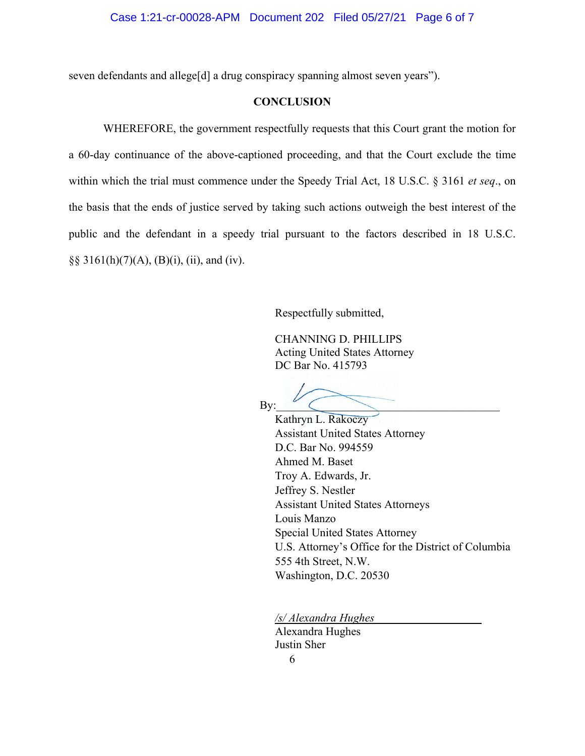seven defendants and allege[d] a drug conspiracy spanning almost seven years").

## CONCLUSION

WHEREFORE, the government respectfully requests that this Court grant the motion for a 60-day continuance of the above-captioned proceeding, and that the Court exclude the time within which the trial must commence under the Speedy Trial Act, 18 U.S.C. § 3161 *et seq*., on the basis that the ends of justice served by taking such actions outweigh the best interest of the public and the defendant in a speedy trial pursuant to the factors described in 18 U.S.C. §§ 3161(h)(7)(A), (B)(i), (ii), and (iv).

Respectfully submitted,

CHANNING D. PHILLIPS
Acting United States Attorney
DC Bar No. 415793

By:\_\_\_\_\_\_\_\_\_\_\_\_\_\_\_\_\_\_\_\_\_\_\_\_\_\_\_\_\_\_\_\_\_\_\_\_\_\_\_\_
Kathryn L. Rakoczy
Assistant United States Attorney
D.C. Bar No. 994559
Ahmed M. Baset
Troy A. Edwards, Jr.
Jeffrey S. Nestler
Assistant United States Attorneys
Louis Manzo
Special United States Attorney
U.S. Attorney's Office for the District of Columbia
555 4th Street, N.W.
Washington, D.C. 20530

*/s/ Alexandra Hughes*
Alexandra Hughes
Justin Sher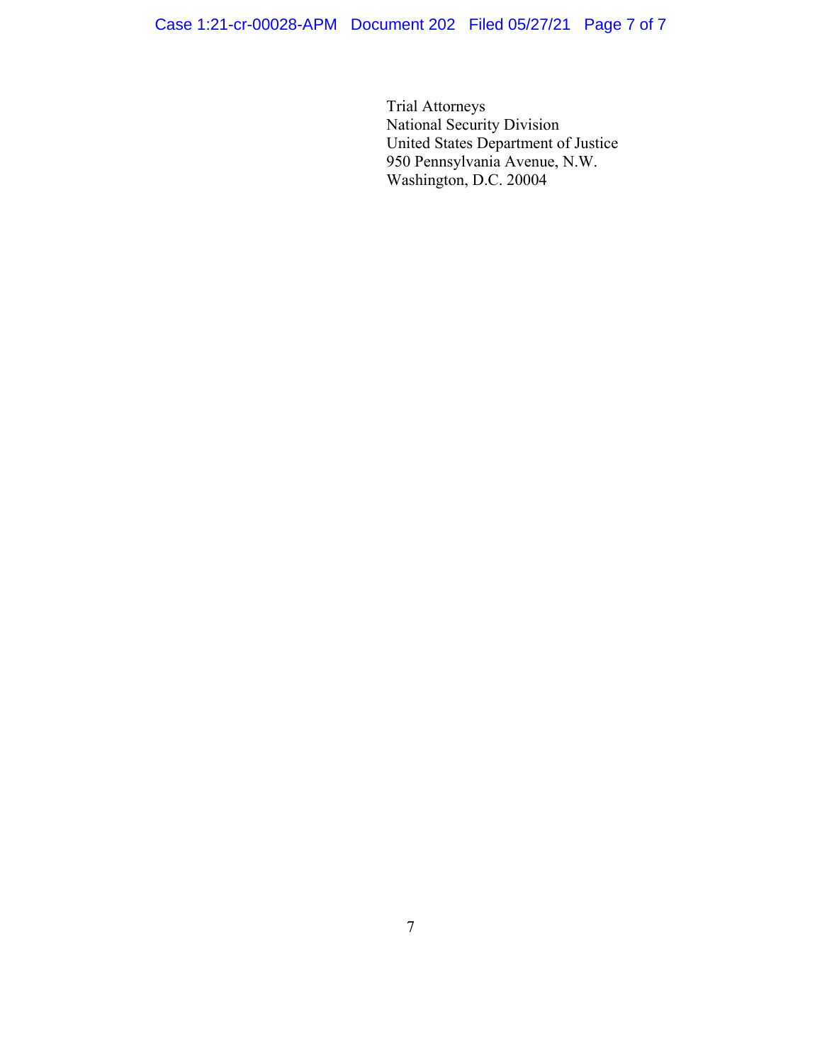Trial Attorneys
National Security Division
United States Department of Justice
950 Pennsylvania Avenue, N.W.
Washington, D.C. 20004